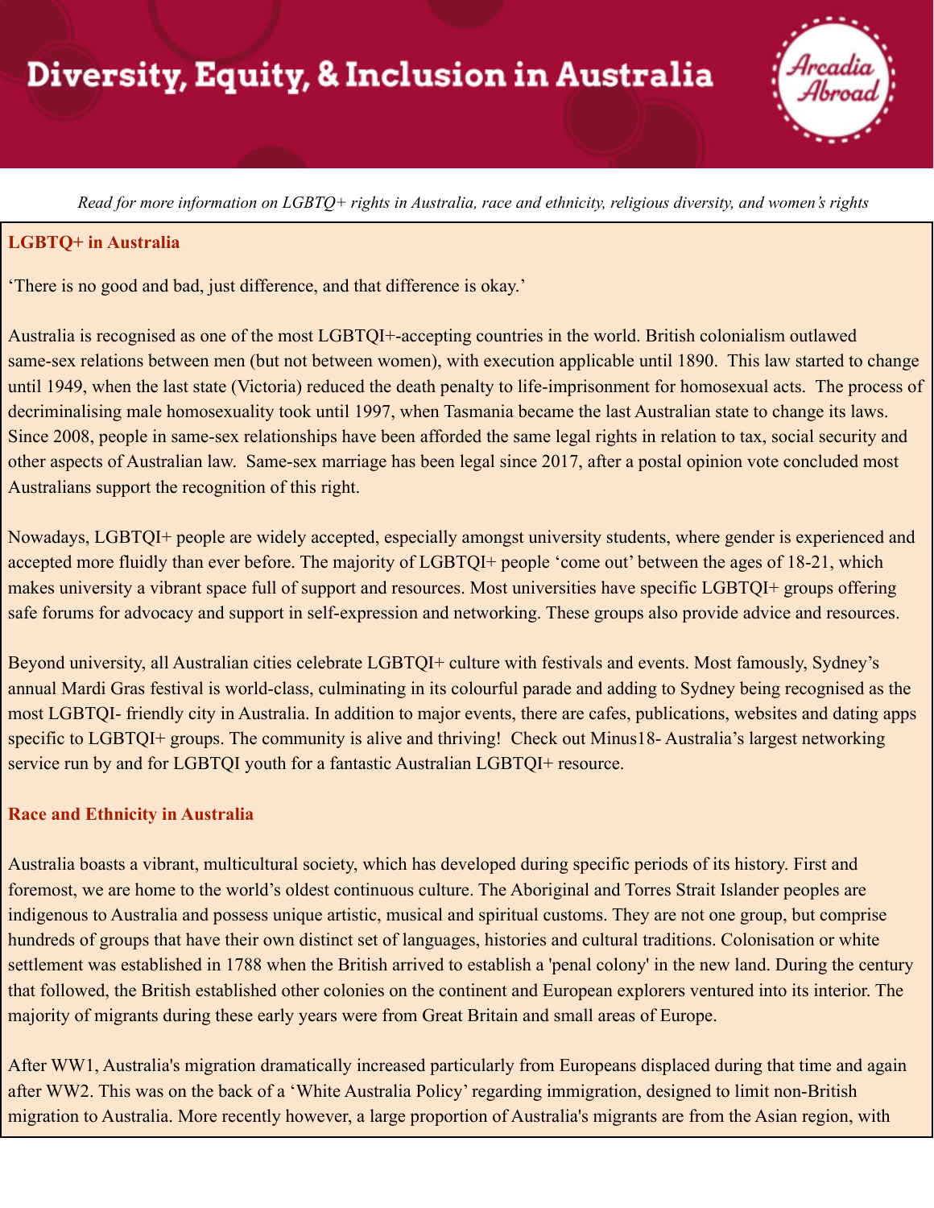# Diversity, Equity, & Inclusion in Australia

*Read for more information on LGBTQ+ rights in Australia, race and ethnicity, religious diversity, and women's rights*

## LGBTQ+ in Australia

'There is no good and bad, just difference, and that difference is okay.'

Australia is recognised as one of the most LGBTQI+-accepting countries in the world. British colonialism outlawed same-sex relations between men (but not between women), with execution applicable until 1890. This law started to change until 1949, when the last state (Victoria) reduced the death penalty to life-imprisonment for homosexual acts. The process of decriminalising male homosexuality took until 1997, when Tasmania became the last Australian state to change its laws. Since 2008, people in same-sex relationships have been afforded the same legal rights in relation to tax, social security and other aspects of Australian law. Same-sex marriage has been legal since 2017, after a postal opinion vote concluded most Australians support the recognition of this right.

Nowadays, LGBTQI+ people are widely accepted, especially amongst university students, where gender is experienced and accepted more fluidly than ever before. The majority of LGBTQI+ people 'come out' between the ages of 18-21, which makes university a vibrant space full of support and resources. Most universities have specific LGBTQI+ groups offering safe forums for advocacy and support in self-expression and networking. These groups also provide advice and resources.

Beyond university, all Australian cities celebrate LGBTQI+ culture with festivals and events. Most famously, Sydney's annual Mardi Gras festival is world-class, culminating in its colourful parade and adding to Sydney being recognised as the most LGBTQI- friendly city in Australia. In addition to major events, there are cafes, publications, websites and dating apps specific to LGBTQI+ groups. The community is alive and thriving! Check out Minus18- Australia's largest networking service run by and for LGBTQI youth for a fantastic Australian LGBTQI+ resource.

## Race and Ethnicity in Australia

Australia boasts a vibrant, multicultural society, which has developed during specific periods of its history. First and foremost, we are home to the world's oldest continuous culture. The Aboriginal and Torres Strait Islander peoples are indigenous to Australia and possess unique artistic, musical and spiritual customs. They are not one group, but comprise hundreds of groups that have their own distinct set of languages, histories and cultural traditions. Colonisation or white settlement was established in 1788 when the British arrived to establish a 'penal colony' in the new land. During the century that followed, the British established other colonies on the continent and European explorers ventured into its interior. The majority of migrants during these early years were from Great Britain and small areas of Europe.

After WW1, Australia's migration dramatically increased particularly from Europeans displaced during that time and again after WW2. This was on the back of a 'White Australia Policy' regarding immigration, designed to limit non-British migration to Australia. More recently however, a large proportion of Australia's migrants are from the Asian region, with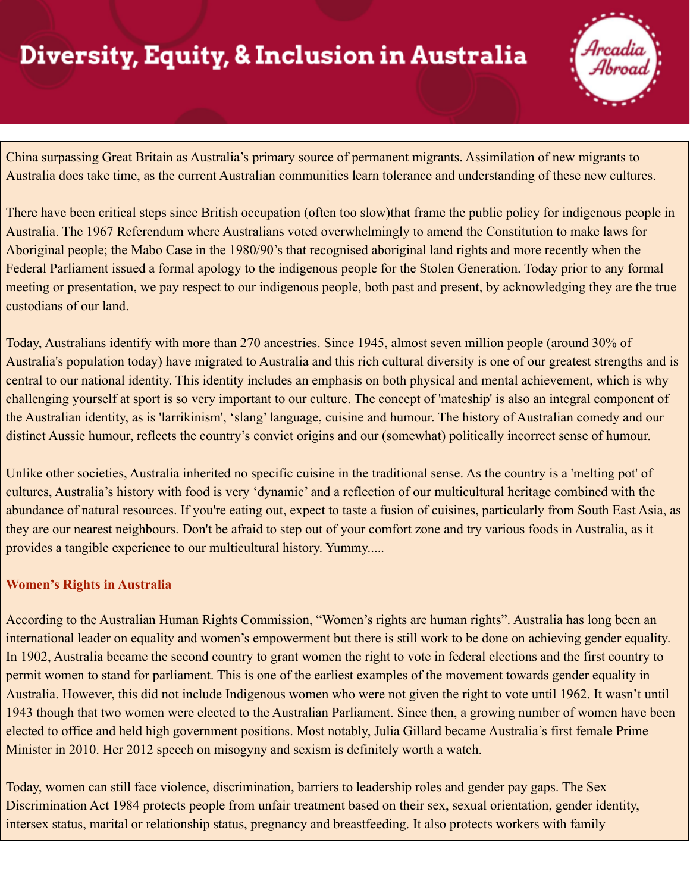China surpassing Great Britain as Australia's primary source of permanent migrants. Assimilation of new migrants to Australia does take time, as the current Australian communities learn tolerance and understanding of these new cultures.

There have been critical steps since British occupation (often too slow)that frame the public policy for indigenous people in Australia. The 1967 Referendum where Australians voted overwhelmingly to amend the Constitution to make laws for Aboriginal people; the Mabo Case in the 1980/90's that recognised aboriginal land rights and more recently when the Federal Parliament issued a formal apology to the indigenous people for the Stolen Generation. Today prior to any formal meeting or presentation, we pay respect to our indigenous people, both past and present, by acknowledging they are the true custodians of our land.

Today, Australians identify with more than 270 ancestries. Since 1945, almost seven million people (around 30% of Australia's population today) have migrated to Australia and this rich cultural diversity is one of our greatest strengths and is central to our national identity. This identity includes an emphasis on both physical and mental achievement, which is why challenging yourself at sport is so very important to our culture. The concept of 'mateship' is also an integral component of the Australian identity, as is 'larrikinism', 'slang' language, cuisine and humour. The history of Australian comedy and our distinct Aussie humour, reflects the country's convict origins and our (somewhat) politically incorrect sense of humour.

Unlike other societies, Australia inherited no specific cuisine in the traditional sense. As the country is a 'melting pot' of cultures, Australia's history with food is very 'dynamic' and a reflection of our multicultural heritage combined with the abundance of natural resources. If you're eating out, expect to taste a fusion of cuisines, particularly from South East Asia, as they are our nearest neighbours. Don't be afraid to step out of your comfort zone and try various foods in Australia, as it provides a tangible experience to our multicultural history. Yummy.....

### Women's Rights in Australia

According to the Australian Human Rights Commission, "Women's rights are human rights". Australia has long been an international leader on equality and women's empowerment but there is still work to be done on achieving gender equality. In 1902, Australia became the second country to grant women the right to vote in federal elections and the first country to permit women to stand for parliament. This is one of the earliest examples of the movement towards gender equality in Australia. However, this did not include Indigenous women who were not given the right to vote until 1962. It wasn't until 1943 though that two women were elected to the Australian Parliament. Since then, a growing number of women have been elected to office and held high government positions. Most notably, Julia Gillard became Australia's first female Prime Minister in 2010. Her 2012 speech on misogyny and sexism is definitely worth a watch.

Today, women can still face violence, discrimination, barriers to leadership roles and gender pay gaps. The Sex Discrimination Act 1984 protects people from unfair treatment based on their sex, sexual orientation, gender identity, intersex status, marital or relationship status, pregnancy and breastfeeding. It also protects workers with family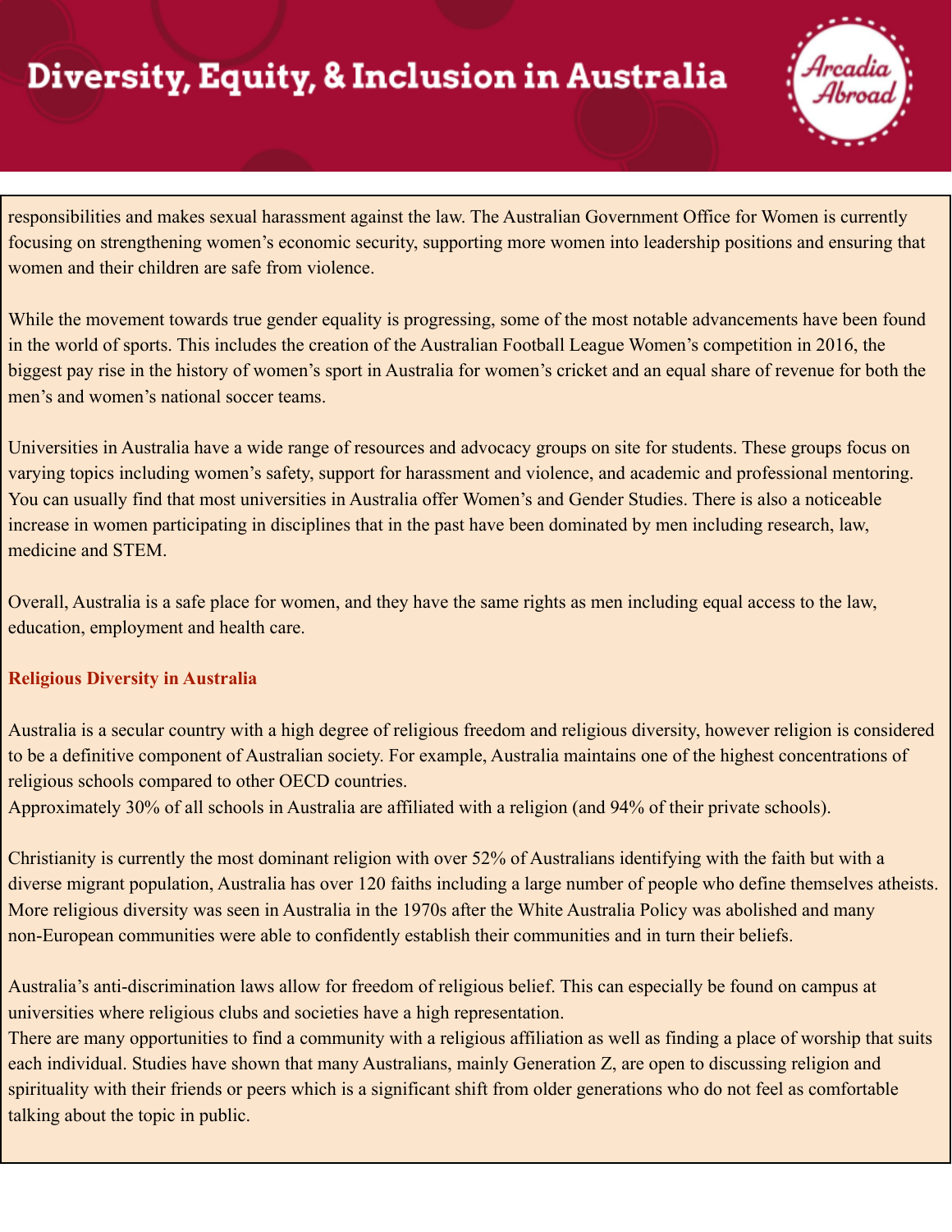responsibilities and makes sexual harassment against the law. The Australian Government Office for Women is currently focusing on strengthening women's economic security, supporting more women into leadership positions and ensuring that women and their children are safe from violence.

While the movement towards true gender equality is progressing, some of the most notable advancements have been found in the world of sports. This includes the creation of the Australian Football League Women's competition in 2016, the biggest pay rise in the history of women's sport in Australia for women's cricket and an equal share of revenue for both the men's and women's national soccer teams.

Universities in Australia have a wide range of resources and advocacy groups on site for students. These groups focus on varying topics including women's safety, support for harassment and violence, and academic and professional mentoring. You can usually find that most universities in Australia offer Women's and Gender Studies. There is also a noticeable increase in women participating in disciplines that in the past have been dominated by men including research, law, medicine and STEM.

Overall, Australia is a safe place for women, and they have the same rights as men including equal access to the law, education, employment and health care.

## Religious Diversity in Australia

Australia is a secular country with a high degree of religious freedom and religious diversity, however religion is considered to be a definitive component of Australian society. For example, Australia maintains one of the highest concentrations of religious schools compared to other OECD countries.
Approximately 30% of all schools in Australia are affiliated with a religion (and 94% of their private schools).

Christianity is currently the most dominant religion with over 52% of Australians identifying with the faith but with a diverse migrant population, Australia has over 120 faiths including a large number of people who define themselves atheists. More religious diversity was seen in Australia in the 1970s after the White Australia Policy was abolished and many non-European communities were able to confidently establish their communities and in turn their beliefs.

Australia's anti-discrimination laws allow for freedom of religious belief. This can especially be found on campus at universities where religious clubs and societies have a high representation.
There are many opportunities to find a community with a religious affiliation as well as finding a place of worship that suits each individual. Studies have shown that many Australians, mainly Generation Z, are open to discussing religion and spirituality with their friends or peers which is a significant shift from older generations who do not feel as comfortable talking about the topic in public.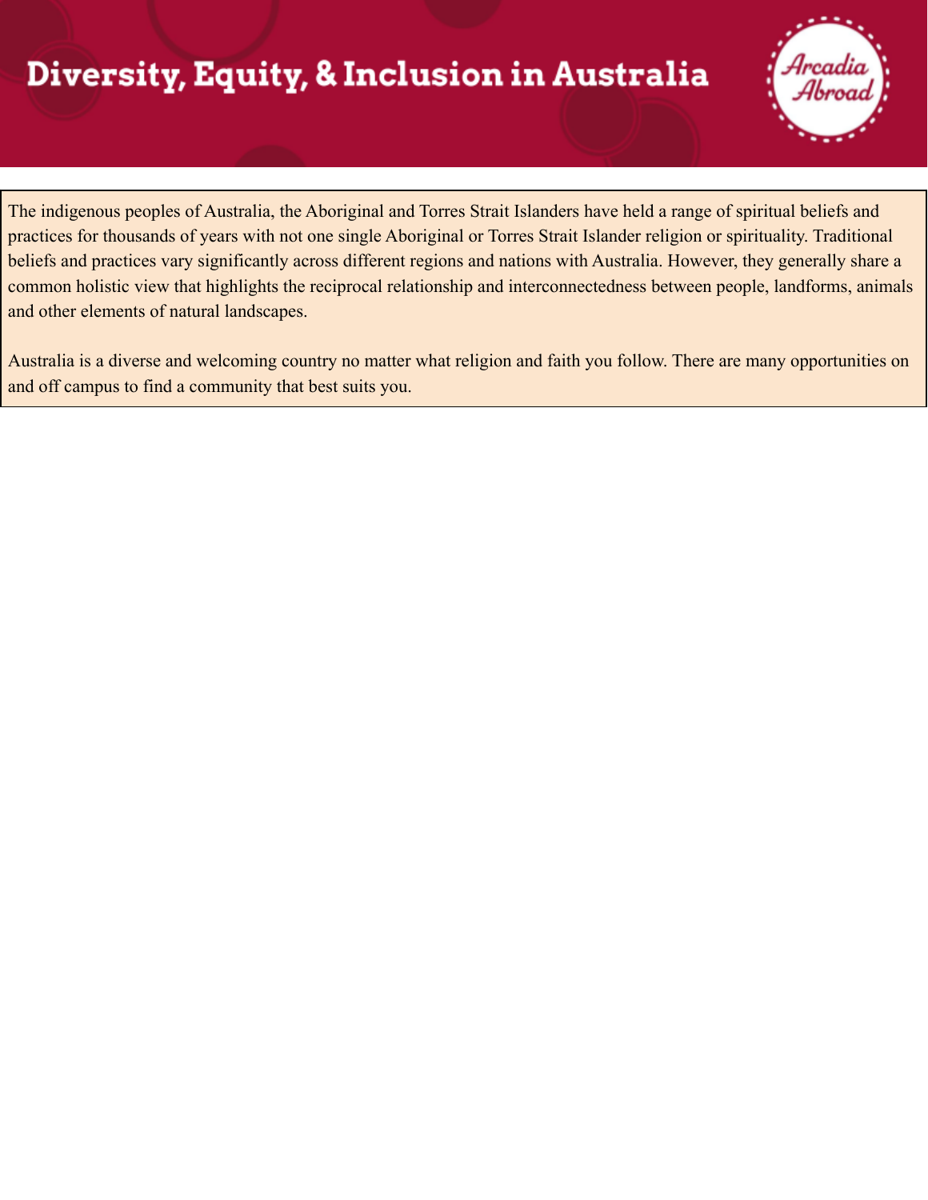# Diversity, Equity, & Inclusion in Australia

The indigenous peoples of Australia, the Aboriginal and Torres Strait Islanders have held a range of spiritual beliefs and practices for thousands of years with not one single Aboriginal or Torres Strait Islander religion or spirituality. Traditional beliefs and practices vary significantly across different regions and nations with Australia. However, they generally share a common holistic view that highlights the reciprocal relationship and interconnectedness between people, landforms, animals and other elements of natural landscapes.

Australia is a diverse and welcoming country no matter what religion and faith you follow. There are many opportunities on and off campus to find a community that best suits you.